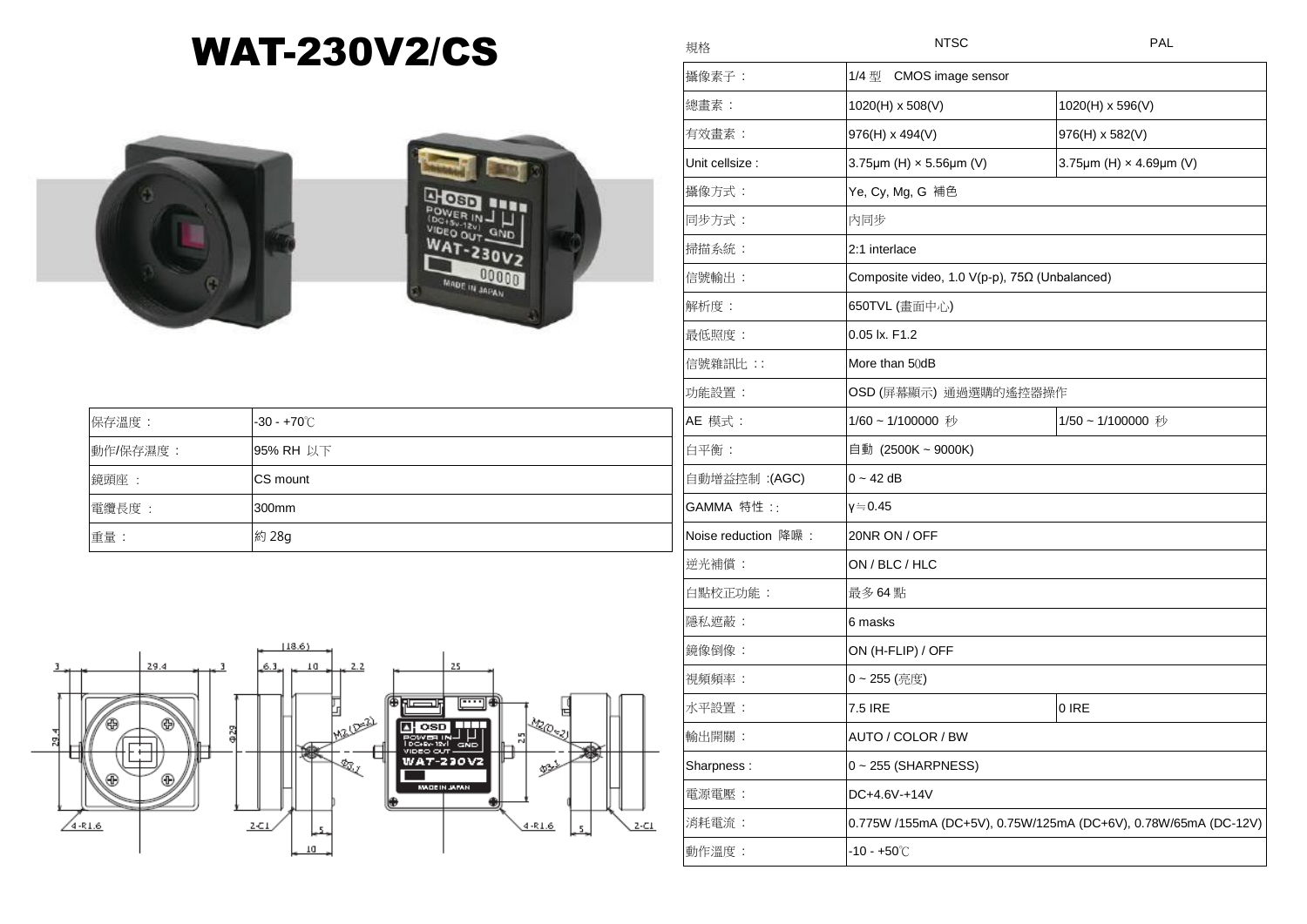# WAT-230V2/CS

| 保存溫度： | -30 - +70℃ |
|---|---|
| 動作/保存濕度： | 95% RH 以下 |
| 鏡頭座 ： | CS mount |
| 電纜長度 ： | 300mm |
| 重量： | 約 28g |

| 規格 | NTSC | PAL |
|---|---|---|
| 攝像素子： | 1/4 型　CMOS image sensor | |
| 總畫素： | 1020(H) x 508(V) | 1020(H) x 596(V) |
| 有效畫素： | 976(H) x 494(V) | 976(H) x 582(V) |
| Unit cellsize : | 3.75μm (H) × 5.56μm (V) | 3.75μm (H) × 4.69μm (V) |
| 攝像方式： | Ye, Cy, Mg, G 補色 | |
| 同步方式： | 內同步 | |
| 掃描系統： | 2:1 interlace | |
| 信號輸出： | Composite video, 1.0 V(p-p), 75Ω (Unbalanced) | |
| 解析度： | 650TVL (畫面中心) | |
| 最低照度： | 0.05 lx. F1.2 | |
| 信號雜訊比 :: | More than 50dB | |
| 功能設置： | OSD (屏幕顯示) 通過選購的遙控器操作 | |
| AE 模式： | 1/60 ~ 1/100000 秒 | 1/50 ~ 1/100000 秒 |
| 白平衡： | 自動 (2500K ~ 9000K) | |
| 自動增益控制 :(AGC) | 0 ~ 42 dB | |
| GAMMA 特性 :: | γ≒0.45 | |
| Noise reduction 降噪： | 20NR ON / OFF | |
| 逆光補償： | ON / BLC / HLC | |
| 白點校正功能： | 最多 64 點 | |
| 隱私遮蔽： | 6 masks | |
| 鏡像倒像： | ON (H-FLIP) / OFF | |
| 視頻頻率： | 0 ~ 255 (亮度) | |
| 水平設置： | 7.5 IRE | 0 IRE |
| 輸出開關： | AUTO / COLOR / BW | |
| Sharpness : | 0 ~ 255 (SHARPNESS) | |
| 電源電壓： | DC+4.6V-+14V | |
| 消耗電流： | 0.775W /155mA (DC+5V), 0.75W/125mA (DC+6V), 0.78W/65mA (DC-12V) | |
| 動作溫度： | -10 - +50℃ | |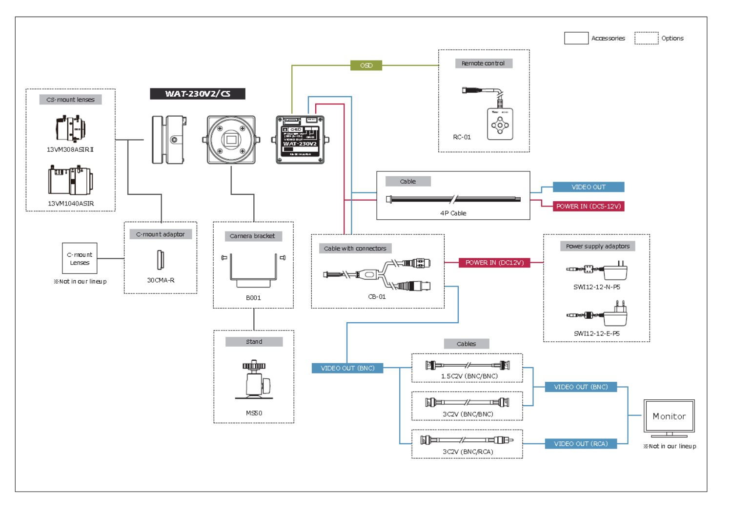Accessories

Options

WAT-230V2/CS

OSD

Remote control

RC-01

CS-mount lenses

13VM308ASIRⅡ

13VM1040ASIR

Cable

4P Cable

VIDEO OUT

POWER IN (DC5-12V)

C-mount adaptor

30CMA-R

C-mount Lenses

※Not in our lineup

Camera bracket

B001

Cable with connectors

CB-01

POWER IN (DC12V)

Power supply adaptors

SWI12-12-N-P5

SWI12-12-E-P5

Stand

MS50

Cables

VIDEO OUT (BNC)

1.5C2V (BNC/BNC)

3C2V (BNC/BNC)

3C2V (BNC/RCA)

VIDEO OUT (BNC)

VIDEO OUT (RCA)

Monitor

※Not in our lineup